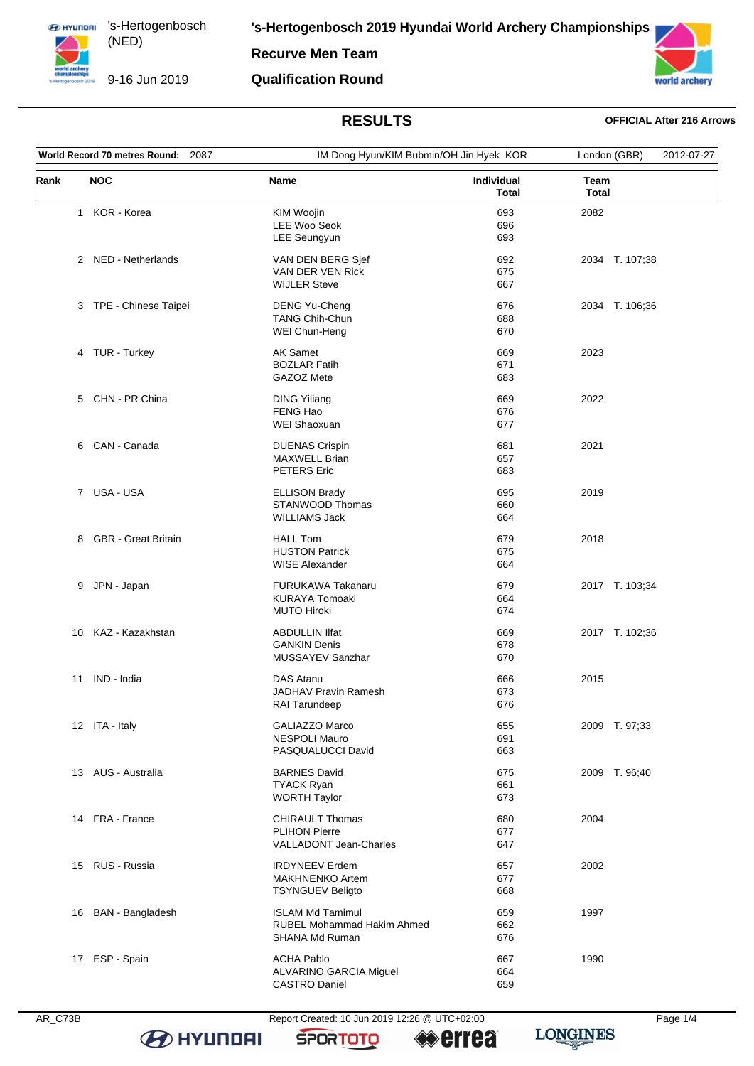# 's-Hertogenbosch 2019 Hyundai World Archery Championships

's-Hertogenbosch (NED)

9-16 Jun 2019

## Recurve Men Team

## Qualification Round

## RESULTS

**OFFICIAL After 216 Arrows**

| **World Record 70 metres Round:** 2087 | IM Dong Hyun/KIM Bubmin/OH Jin Hyek KOR | London (GBR) | 2012-07-27 |
|---|---|---|---|

| Rank | NOC | Name | Individual Total | Team Total |
|---|---|---|---|---|
| 1 | KOR - Korea | KIM Woojin | 693 | 2082 |
| | | LEE Woo Seok | 696 | |
| | | LEE Seungyun | 693 | |
| 2 | NED - Netherlands | VAN DEN BERG Sjef | 692 | 2034 T. 107;38 |
| | | VAN DER VEN Rick | 675 | |
| | | WIJLER Steve | 667 | |
| 3 | TPE - Chinese Taipei | DENG Yu-Cheng | 676 | 2034 T. 106;36 |
| | | TANG Chih-Chun | 688 | |
| | | WEI Chun-Heng | 670 | |
| 4 | TUR - Turkey | AK Samet | 669 | 2023 |
| | | BOZLAR Fatih | 671 | |
| | | GAZOZ Mete | 683 | |
| 5 | CHN - PR China | DING Yiliang | 669 | 2022 |
| | | FENG Hao | 676 | |
| | | WEI Shaoxuan | 677 | |
| 6 | CAN - Canada | DUENAS Crispin | 681 | 2021 |
| | | MAXWELL Brian | 657 | |
| | | PETERS Eric | 683 | |
| 7 | USA - USA | ELLISON Brady | 695 | 2019 |
| | | STANWOOD Thomas | 660 | |
| | | WILLIAMS Jack | 664 | |
| 8 | GBR - Great Britain | HALL Tom | 679 | 2018 |
| | | HUSTON Patrick | 675 | |
| | | WISE Alexander | 664 | |
| 9 | JPN - Japan | FURUKAWA Takaharu | 679 | 2017 T. 103;34 |
| | | KURAYA Tomoaki | 664 | |
| | | MUTO Hiroki | 674 | |
| 10 | KAZ - Kazakhstan | ABDULLIN Ilfat | 669 | 2017 T. 102;36 |
| | | GANKIN Denis | 678 | |
| | | MUSSAYEV Sanzhar | 670 | |
| 11 | IND - India | DAS Atanu | 666 | 2015 |
| | | JADHAV Pravin Ramesh | 673 | |
| | | RAI Tarundeep | 676 | |
| 12 | ITA - Italy | GALIAZZO Marco | 655 | 2009 T. 97;33 |
| | | NESPOLI Mauro | 691 | |
| | | PASQUALUCCI David | 663 | |
| 13 | AUS - Australia | BARNES David | 675 | 2009 T. 96;40 |
| | | TYACK Ryan | 661 | |
| | | WORTH Taylor | 673 | |
| 14 | FRA - France | CHIRAULT Thomas | 680 | 2004 |
| | | PLIHON Pierre | 677 | |
| | | VALLADONT Jean-Charles | 647 | |
| 15 | RUS - Russia | IRDYNEEV Erdem | 657 | 2002 |
| | | MAKHNENKO Artem | 677 | |
| | | TSYNGUEV Beligto | 668 | |
| 16 | BAN - Bangladesh | ISLAM Md Tamimul | 659 | 1997 |
| | | RUBEL Mohammad Hakim Ahmed | 662 | |
| | | SHANA Md Ruman | 676 | |
| 17 | ESP - Spain | ACHA Pablo | 667 | 1990 |
| | | ALVARINO GARCIA Miguel | 664 | |
| | | CASTRO Daniel | 659 | |

AR_C73B Report Created: 10 Jun 2019 12:26 @ UTC+02:00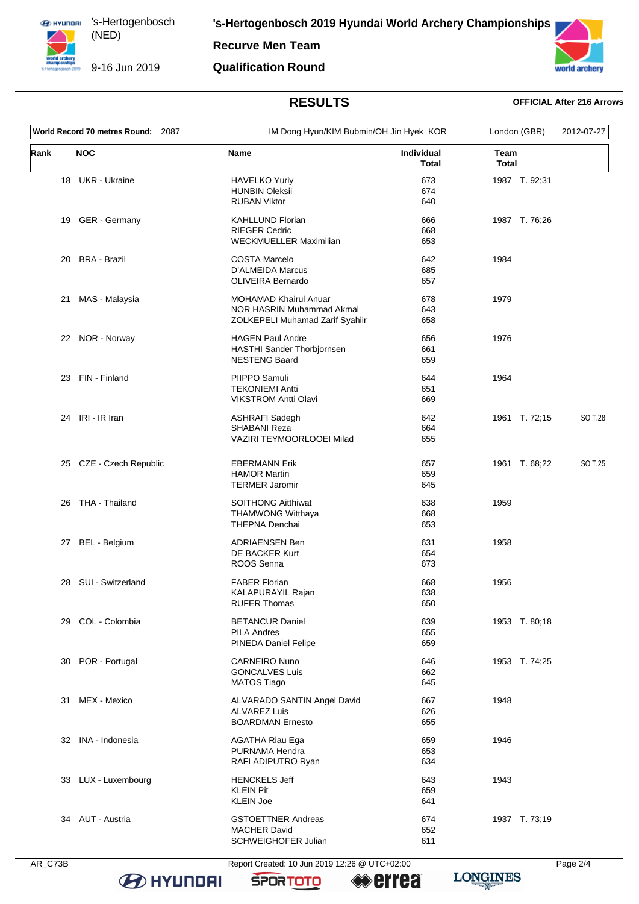# 's-Hertogenbosch 2019 Hyundai World Archery Championships

**'s-Hertogenbosch (NED)**

**9-16 Jun 2019**

## Recurve Men Team

## Qualification Round

### RESULTS

**OFFICIAL After 216 Arrows**

| World Record 70 metres Round: | 2087 | IM Dong Hyun/KIM Bubmin/OH Jin Hyek KOR | London (GBR) | 2012-07-27 |
|---|---|---|---|---|

| Rank | NOC | Name | Individual Total | Team Total | | |
|---|---|---|---|---|---|---|
| 18 | UKR - Ukraine | HAVELKO Yuriy | 673 | 1987 | T. 92;31 | |
| | | HUNBIN Oleksii | 674 | | | |
| | | RUBAN Viktor | 640 | | | |
| 19 | GER - Germany | KAHLLUND Florian | 666 | 1987 | T. 76;26 | |
| | | RIEGER Cedric | 668 | | | |
| | | WECKMUELLER Maximilian | 653 | | | |
| 20 | BRA - Brazil | COSTA Marcelo | 642 | 1984 | | |
| | | D'ALMEIDA Marcus | 685 | | | |
| | | OLIVEIRA Bernardo | 657 | | | |
| 21 | MAS - Malaysia | MOHAMAD Khairul Anuar | 678 | 1979 | | |
| | | NOR HASRIN Muhammad Akmal | 643 | | | |
| | | ZOLKEPELI Muhamad Zarif Syahiir | 658 | | | |
| 22 | NOR - Norway | HAGEN Paul Andre | 656 | 1976 | | |
| | | HASTHI Sander Thorbjornsen | 661 | | | |
| | | NESTENG Baard | 659 | | | |
| 23 | FIN - Finland | PIIPPO Samuli | 644 | 1964 | | |
| | | TEKONIEMI Antti | 651 | | | |
| | | VIKSTROM Antti Olavi | 669 | | | |
| 24 | IRI - IR Iran | ASHRAFI Sadegh | 642 | 1961 | T. 72;15 | SO T.28 |
| | | SHABANI Reza | 664 | | | |
| | | VAZIRI TEYMOORLOOEI Milad | 655 | | | |
| 25 | CZE - Czech Republic | EBERMANN Erik | 657 | 1961 | T. 68;22 | SO T.25 |
| | | HAMOR Martin | 659 | | | |
| | | TERMER Jaromir | 645 | | | |
| 26 | THA - Thailand | SOITHONG Aitthiwat | 638 | 1959 | | |
| | | THAMWONG Witthaya | 668 | | | |
| | | THEPNA Denchai | 653 | | | |
| 27 | BEL - Belgium | ADRIAENSEN Ben | 631 | 1958 | | |
| | | DE BACKER Kurt | 654 | | | |
| | | ROOS Senna | 673 | | | |
| 28 | SUI - Switzerland | FABER Florian | 668 | 1956 | | |
| | | KALAPURAYIL Rajan | 638 | | | |
| | | RUFER Thomas | 650 | | | |
| 29 | COL - Colombia | BETANCUR Daniel | 639 | 1953 | T. 80;18 | |
| | | PILA Andres | 655 | | | |
| | | PINEDA Daniel Felipe | 659 | | | |
| 30 | POR - Portugal | CARNEIRO Nuno | 646 | 1953 | T. 74;25 | |
| | | GONCALVES Luis | 662 | | | |
| | | MATOS Tiago | 645 | | | |
| 31 | MEX - Mexico | ALVARADO SANTIN Angel David | 667 | 1948 | | |
| | | ALVAREZ Luis | 626 | | | |
| | | BOARDMAN Ernesto | 655 | | | |
| 32 | INA - Indonesia | AGATHA Riau Ega | 659 | 1946 | | |
| | | PURNAMA Hendra | 653 | | | |
| | | RAFI ADIPUTRO Ryan | 634 | | | |
| 33 | LUX - Luxembourg | HENCKELS Jeff | 643 | 1943 | | |
| | | KLEIN Pit | 659 | | | |
| | | KLEIN Joe | 641 | | | |
| 34 | AUT - Austria | GSTOETTNER Andreas | 674 | 1937 | T. 73;19 | |
| | | MACHER David | 652 | | | |
| | | SCHWEIGHOFER Julian | 611 | | | |

AR_C73B Report Created: 10 Jun 2019 12:26 @ UTC+02:00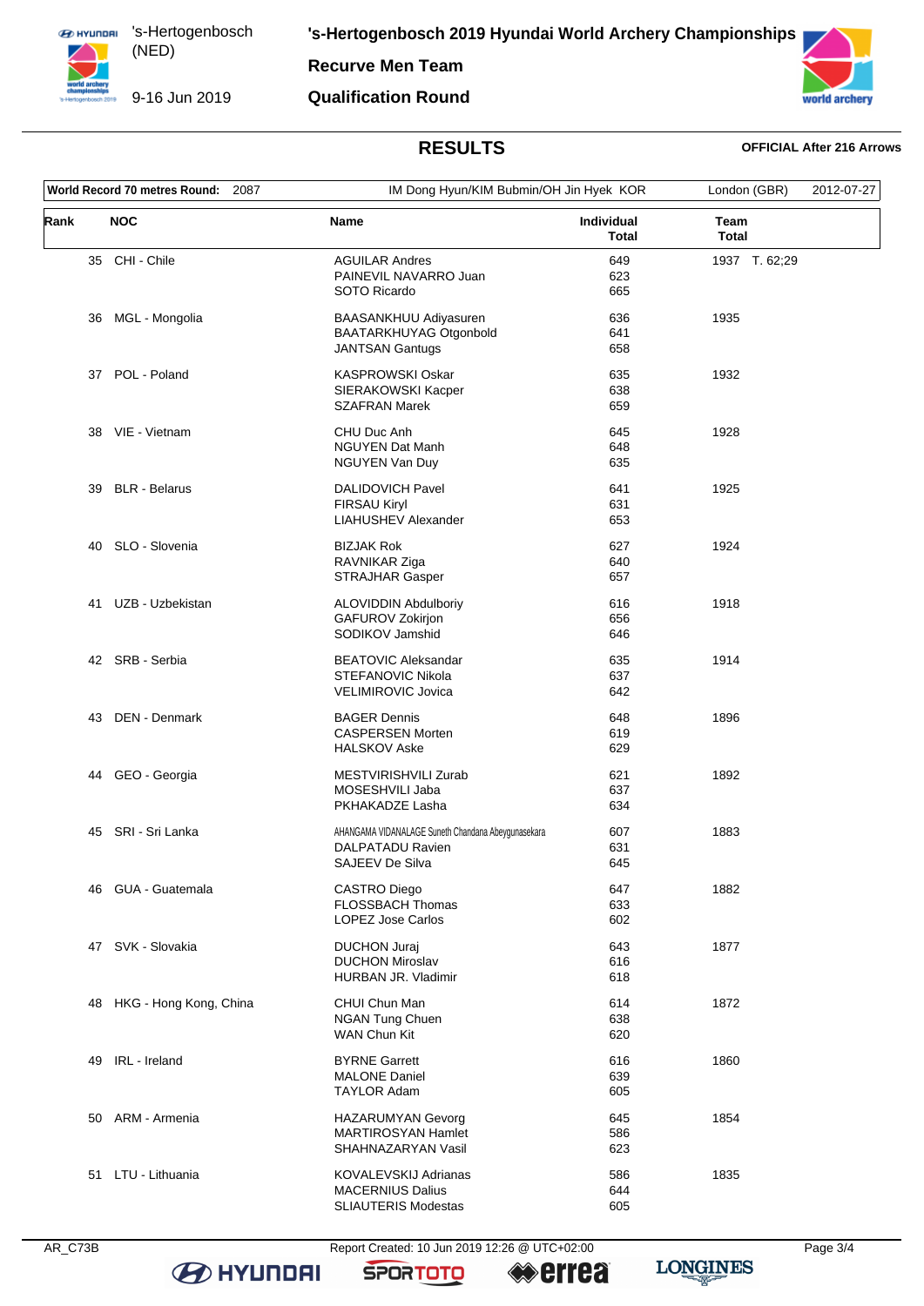# 's-Hertogenbosch 2019 Hyundai World Archery Championships

's-Hertogenbosch (NED)
9-16 Jun 2019

**Recurve Men Team**

**Qualification Round**

## RESULTS

**OFFICIAL After 216 Arrows**

| **World Record 70 metres Round:** 2087 | IM Dong Hyun/KIM Bubmin/OH Jin Hyek KOR | London (GBR) | 2012-07-27 |
|---|---|---|---|

| Rank | NOC | Name | Individual Total | Team Total |
|---|---|---|---|---|
| 35 | CHI - Chile | AGUILAR Andres | 649 | 1937 T. 62;29 |
| | | PAINEVIL NAVARRO Juan | 623 | |
| | | SOTO Ricardo | 665 | |
| 36 | MGL - Mongolia | BAASANKHUU Adiyasuren | 636 | 1935 |
| | | BAATARKHUYAG Otgonbold | 641 | |
| | | JANTSAN Gantugs | 658 | |
| 37 | POL - Poland | KASPROWSKI Oskar | 635 | 1932 |
| | | SIERAKOWSKI Kacper | 638 | |
| | | SZAFRAN Marek | 659 | |
| 38 | VIE - Vietnam | CHU Duc Anh | 645 | 1928 |
| | | NGUYEN Dat Manh | 648 | |
| | | NGUYEN Van Duy | 635 | |
| 39 | BLR - Belarus | DALIDOVICH Pavel | 641 | 1925 |
| | | FIRSAU Kiryl | 631 | |
| | | LIAHUSHEV Alexander | 653 | |
| 40 | SLO - Slovenia | BIZJAK Rok | 627 | 1924 |
| | | RAVNIKAR Ziga | 640 | |
| | | STRAJHAR Gasper | 657 | |
| 41 | UZB - Uzbekistan | ALOVIDDIN Abdulboriy | 616 | 1918 |
| | | GAFUROV Zokirjon | 656 | |
| | | SODIKOV Jamshid | 646 | |
| 42 | SRB - Serbia | BEATOVIC Aleksandar | 635 | 1914 |
| | | STEFANOVIC Nikola | 637 | |
| | | VELIMIROVIC Jovica | 642 | |
| 43 | DEN - Denmark | BAGER Dennis | 648 | 1896 |
| | | CASPERSEN Morten | 619 | |
| | | HALSKOV Aske | 629 | |
| 44 | GEO - Georgia | MESTVIRISHVILI Zurab | 621 | 1892 |
| | | MOSESHVILI Jaba | 637 | |
| | | PKHAKADZE Lasha | 634 | |
| 45 | SRI - Sri Lanka | AHANGAMA VIDANALAGE Suneth Chandana Abeygunasekara | 607 | 1883 |
| | | DALPATADU Ravien | 631 | |
| | | SAJEEV De Silva | 645 | |
| 46 | GUA - Guatemala | CASTRO Diego | 647 | 1882 |
| | | FLOSSBACH Thomas | 633 | |
| | | LOPEZ Jose Carlos | 602 | |
| 47 | SVK - Slovakia | DUCHON Juraj | 643 | 1877 |
| | | DUCHON Miroslav | 616 | |
| | | HURBAN JR. Vladimir | 618 | |
| 48 | HKG - Hong Kong, China | CHUI Chun Man | 614 | 1872 |
| | | NGAN Tung Chuen | 638 | |
| | | WAN Chun Kit | 620 | |
| 49 | IRL - Ireland | BYRNE Garrett | 616 | 1860 |
| | | MALONE Daniel | 639 | |
| | | TAYLOR Adam | 605 | |
| 50 | ARM - Armenia | HAZARUMYAN Gevorg | 645 | 1854 |
| | | MARTIROSYAN Hamlet | 586 | |
| | | SHAHNAZARYAN Vasil | 623 | |
| 51 | LTU - Lithuania | KOVALEVSKIJ Adrianas | 586 | 1835 |
| | | MACERNIUS Dalius | 644 | |
| | | SLIAUTERIS Modestas | 605 | |

AR_C73B Report Created: 10 Jun 2019 12:26 @ UTC+02:00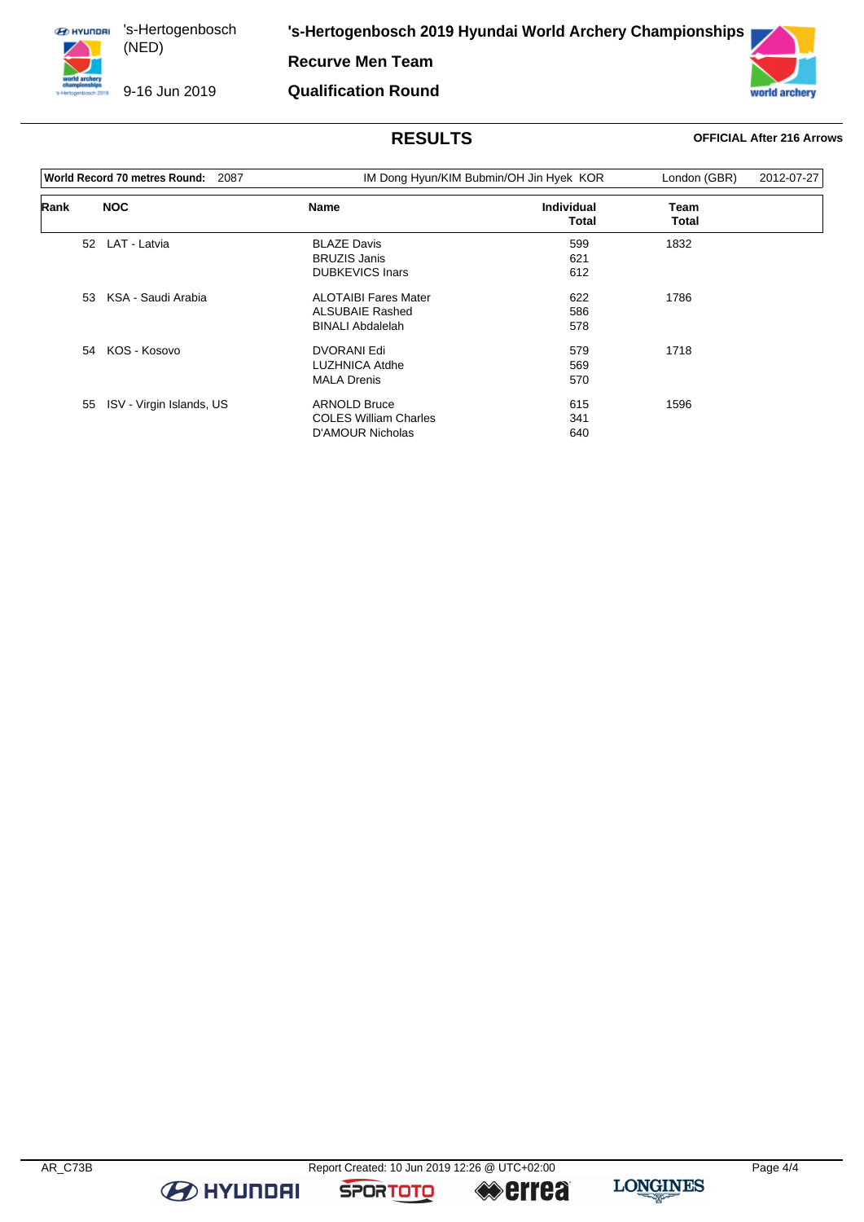## RESULTS

**OFFICIAL After 216 Arrows**

| **World Record 70 metres Round:** 2087 | IM Dong Hyun/KIM Bubmin/OH Jin Hyek KOR | London (GBR) | 2012-07-27 |
|---|---|---|---|

| Rank | NOC | Name | Individual Total | Team Total |
|---|---|---|---|---|
| 52 | LAT - Latvia | BLAZE Davis | 599 | 1832 |
| | | BRUZIS Janis | 621 | |
| | | DUBKEVICS Inars | 612 | |
| 53 | KSA - Saudi Arabia | ALOTAIBI Fares Mater | 622 | 1786 |
| | | ALSUBAIE Rashed | 586 | |
| | | BINALI Abdalelah | 578 | |
| 54 | KOS - Kosovo | DVORANI Edi | 579 | 1718 |
| | | LUZHNICA Atdhe | 569 | |
| | | MALA Drenis | 570 | |
| 55 | ISV - Virgin Islands, US | ARNOLD Bruce | 615 | 1596 |
| | | COLES William Charles | 341 | |
| | | D'AMOUR Nicholas | 640 | |

AR_C73B — Report Created: 10 Jun 2019 12:26 @ UTC+02:00